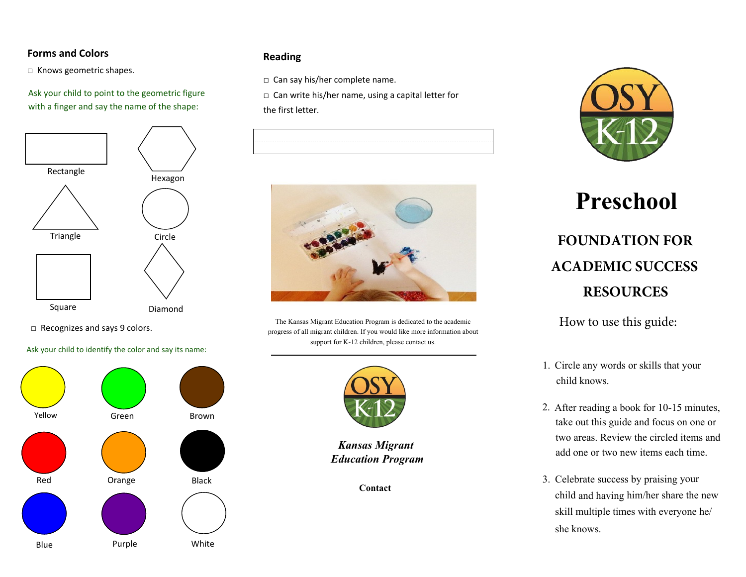## Forms and Colors

□ Knows geometric shapes.

Ask your child to point to the geometric figure with a finger and say the name of the shape:

Rectangle

Hexagon

Triangle

Circle

Square

Diamond

□ Recognizes and says 9 colors.

Ask your child to identify the color and say its name:

Yellow

Green

Brown

Red

Orange

Black

Blue

Purple

White

## Reading

□ Can say his/her complete name.

□ Can write his/her name, using a capital letter for the first letter.

The Kansas Migrant Education Program is dedicated to the academic progress of all migrant children. If you would like more information about support for K-12 children, please contact us.

OSY K-12

***Kansas Migrant Education Program***

**Contact**

OSY K-12

# Preschool

## FOUNDATION FOR ACADEMIC SUCCESS RESOURCES

How to use this guide:

1. Circle any words or skills that your child knows.
2. After reading a book for 10-15 minutes, take out this guide and focus on one or two areas. Review the circled items and add one or two new items each time.
3. Celebrate success by praising your child and having him/her share the new skill multiple times with everyone he/she knows.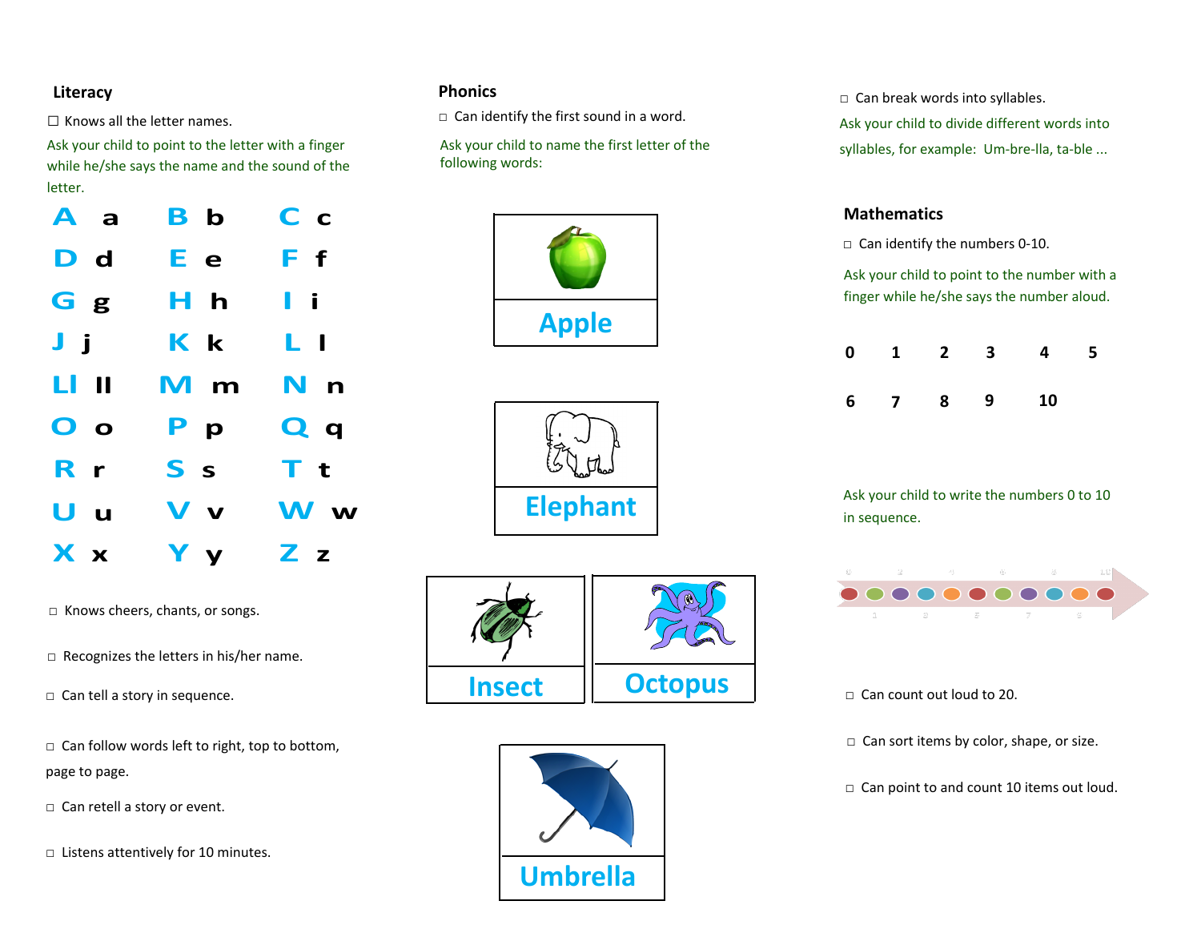## Literacy

☐ Knows all the letter names.

Ask your child to point to the letter with a finger while he/she says the name and the sound of the letter.

| | | |
|---|---|---|
| A a | B b | C c |
| D d | E e | F f |
| G g | H h | I i |
| J j | K k | L l |
| Ll ll | M m | N n |
| O o | P p | Q q |
| R r | S s | T t |
| U u | V v | W w |
| X x | Y y | Z z |

☐ Knows cheers, chants, or songs.

☐ Recognizes the letters in his/her name.

☐ Can tell a story in sequence.

☐ Can follow words left to right, top to bottom, page to page.

☐ Can retell a story or event.

☐ Listens attentively for 10 minutes.

## Phonics

☐ Can identify the first sound in a word.

Ask your child to name the first letter of the following words:

Apple

Elephant

Insect

Octopus

Umbrella

☐ Can break words into syllables.

Ask your child to divide different words into syllables, for example: Um-bre-lla, ta-ble ...

## Mathematics

☐ Can identify the numbers 0-10.

Ask your child to point to the number with a finger while he/she says the number aloud.

0 1 2 3 4 5

6 7 8 9 10

Ask your child to write the numbers 0 to 10 in sequence.

☐ Can count out loud to 20.

☐ Can sort items by color, shape, or size.

☐ Can point to and count 10 items out loud.